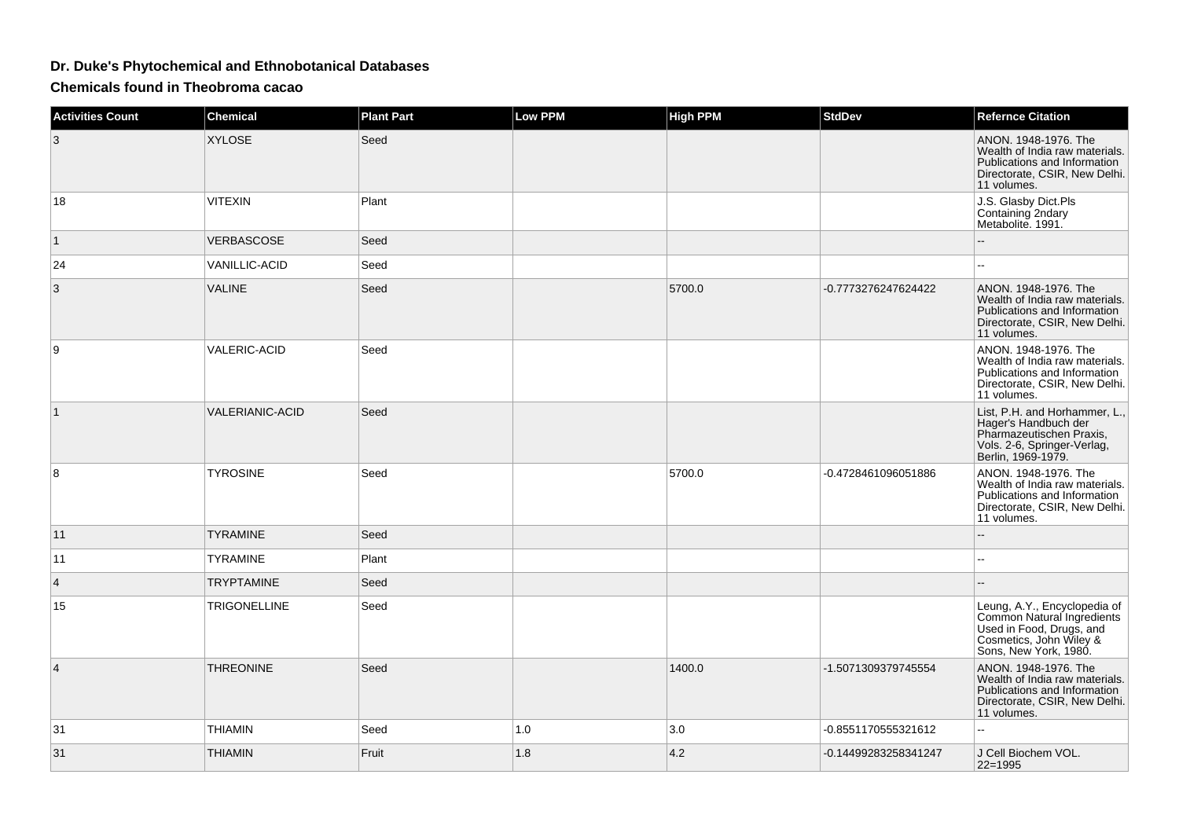## Dr. Duke's Phytochemical and Ethnobotanical Databases

### Chemicals found in Theobroma cacao

| Activities Count | Chemical | Plant Part | Low PPM | High PPM | StdDev | Refernce Citation |
|---|---|---|---|---|---|---|
| 3 | XYLOSE | Seed | | | | ANON. 1948-1976. The Wealth of India raw materials. Publications and Information Directorate, CSIR, New Delhi. 11 volumes. |
| 18 | VITEXIN | Plant | | | | J.S. Glasby Dict.Pls Containing 2ndary Metabolite. 1991. |
| 1 | VERBASCOSE | Seed | | | | -- |
| 24 | VANILLIC-ACID | Seed | | | | -- |
| 3 | VALINE | Seed | | 5700.0 | -0.7773276247624422 | ANON. 1948-1976. The Wealth of India raw materials. Publications and Information Directorate, CSIR, New Delhi. 11 volumes. |
| 9 | VALERIC-ACID | Seed | | | | ANON. 1948-1976. The Wealth of India raw materials. Publications and Information Directorate, CSIR, New Delhi. 11 volumes. |
| 1 | VALERIANIC-ACID | Seed | | | | List, P.H. and Horhammer, L., Hager's Handbuch der Pharmazeutischen Praxis, Vols. 2-6, Springer-Verlag, Berlin, 1969-1979. |
| 8 | TYROSINE | Seed | | 5700.0 | -0.4728461096051886 | ANON. 1948-1976. The Wealth of India raw materials. Publications and Information Directorate, CSIR, New Delhi. 11 volumes. |
| 11 | TYRAMINE | Seed | | | | -- |
| 11 | TYRAMINE | Plant | | | | -- |
| 4 | TRYPTAMINE | Seed | | | | -- |
| 15 | TRIGONELLINE | Seed | | | | Leung, A.Y., Encyclopedia of Common Natural Ingredients Used in Food, Drugs, and Cosmetics, John Wiley & Sons, New York, 1980. |
| 4 | THREONINE | Seed | | 1400.0 | -1.5071309379745554 | ANON. 1948-1976. The Wealth of India raw materials. Publications and Information Directorate, CSIR, New Delhi. 11 volumes. |
| 31 | THIAMIN | Seed | 1.0 | 3.0 | -0.8551170555321612 | -- |
| 31 | THIAMIN | Fruit | 1.8 | 4.2 | -0.14499283258341247 | J Cell Biochem VOL. 22=1995 |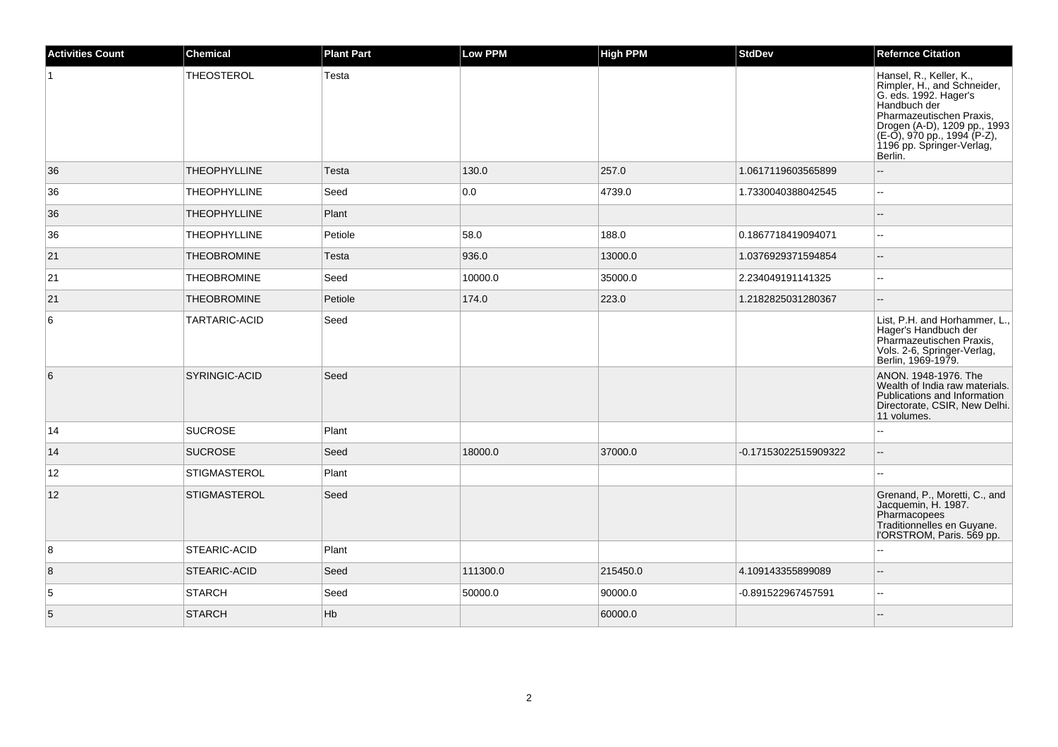| Activities Count | Chemical | Plant Part | Low PPM | High PPM | StdDev | Refernce Citation |
| --- | --- | --- | --- | --- | --- | --- |
| 1 | THEOSTEROL | Testa | | | | Hansel, R., Keller, K., Rimpler, H., and Schneider, G. eds. 1992. Hager's Handbuch der Pharmazeutischen Praxis, Drogen (A-D), 1209 pp., 1993 (E-O), 970 pp., 1994 (P-Z), 1196 pp. Springer-Verlag, Berlin. |
| 36 | THEOPHYLLINE | Testa | 130.0 | 257.0 | 1.0617119603565899 | -- |
| 36 | THEOPHYLLINE | Seed | 0.0 | 4739.0 | 1.7330040388042545 | -- |
| 36 | THEOPHYLLINE | Plant | | | | -- |
| 36 | THEOPHYLLINE | Petiole | 58.0 | 188.0 | 0.1867718419094071 | -- |
| 21 | THEOBROMINE | Testa | 936.0 | 13000.0 | 1.0376929371594854 | -- |
| 21 | THEOBROMINE | Seed | 10000.0 | 35000.0 | 2.234049191141325 | -- |
| 21 | THEOBROMINE | Petiole | 174.0 | 223.0 | 1.2182825031280367 | -- |
| 6 | TARTARIC-ACID | Seed | | | | List, P.H. and Horhammer, L., Hager's Handbuch der Pharmazeutischen Praxis, Vols. 2-6, Springer-Verlag, Berlin, 1969-1979. |
| 6 | SYRINGIC-ACID | Seed | | | | ANON. 1948-1976. The Wealth of India raw materials. Publications and Information Directorate, CSIR, New Delhi. 11 volumes. |
| 14 | SUCROSE | Plant | | | | -- |
| 14 | SUCROSE | Seed | 18000.0 | 37000.0 | -0.17153022515909322 | -- |
| 12 | STIGMASTEROL | Plant | | | | -- |
| 12 | STIGMASTEROL | Seed | | | | Grenand, P., Moretti, C., and Jacquemin, H. 1987. Pharmacopees Traditionnelles en Guyane. l'ORSTROM, Paris. 569 pp. |
| 8 | STEARIC-ACID | Plant | | | | -- |
| 8 | STEARIC-ACID | Seed | 111300.0 | 215450.0 | 4.109143355899089 | -- |
| 5 | STARCH | Seed | 50000.0 | 90000.0 | -0.891522967457591 | -- |
| 5 | STARCH | Hb | | 60000.0 | | -- |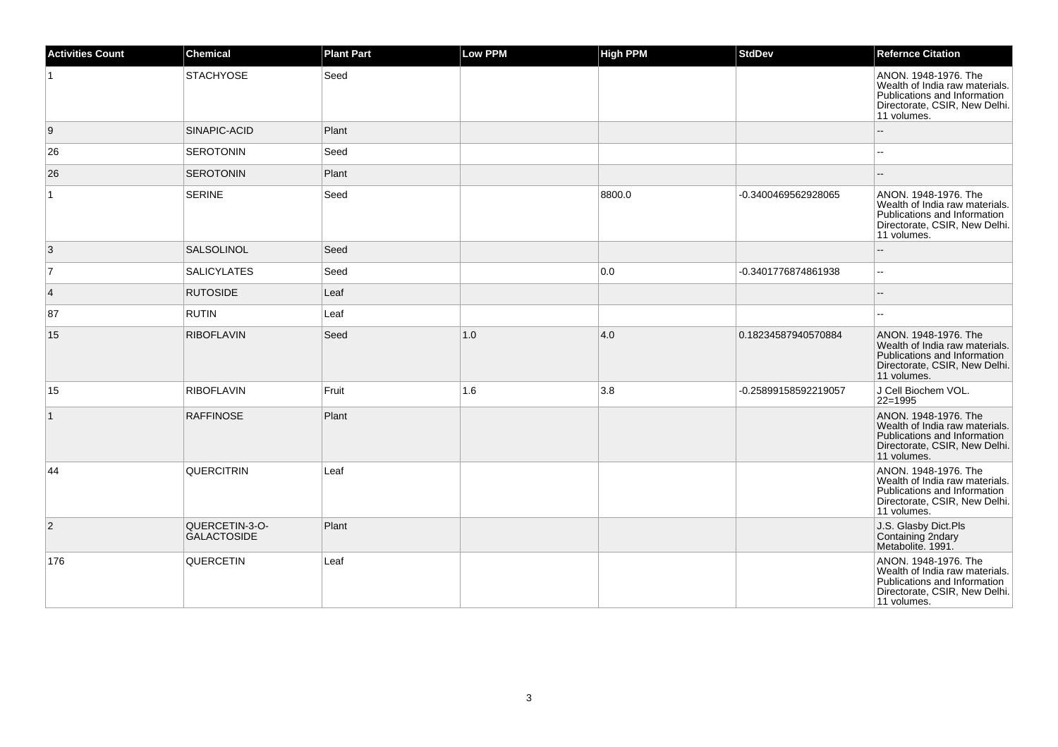| Activities Count | Chemical | Plant Part | Low PPM | High PPM | StdDev | Refernce Citation |
|---|---|---|---|---|---|---|
| 1 | STACHYOSE | Seed | | | | ANON. 1948-1976. The Wealth of India raw materials. Publications and Information Directorate, CSIR, New Delhi. 11 volumes. |
| 9 | SINAPIC-ACID | Plant | | | | -- |
| 26 | SEROTONIN | Seed | | | | -- |
| 26 | SEROTONIN | Plant | | | | -- |
| 1 | SERINE | Seed | | 8800.0 | -0.3400469562928065 | ANON. 1948-1976. The Wealth of India raw materials. Publications and Information Directorate, CSIR, New Delhi. 11 volumes. |
| 3 | SALSOLINOL | Seed | | | | -- |
| 7 | SALICYLATES | Seed | | 0.0 | -0.3401776874861938 | -- |
| 4 | RUTOSIDE | Leaf | | | | -- |
| 87 | RUTIN | Leaf | | | | -- |
| 15 | RIBOFLAVIN | Seed | 1.0 | 4.0 | 0.18234587940570884 | ANON. 1948-1976. The Wealth of India raw materials. Publications and Information Directorate, CSIR, New Delhi. 11 volumes. |
| 15 | RIBOFLAVIN | Fruit | 1.6 | 3.8 | -0.25899158592219057 | J Cell Biochem VOL. 22=1995 |
| 1 | RAFFINOSE | Plant | | | | ANON. 1948-1976. The Wealth of India raw materials. Publications and Information Directorate, CSIR, New Delhi. 11 volumes. |
| 44 | QUERCITRIN | Leaf | | | | ANON. 1948-1976. The Wealth of India raw materials. Publications and Information Directorate, CSIR, New Delhi. 11 volumes. |
| 2 | QUERCETIN-3-O-GALACTOSIDE | Plant | | | | J.S. Glasby Dict.Pls Containing 2ndary Metabolite. 1991. |
| 176 | QUERCETIN | Leaf | | | | ANON. 1948-1976. The Wealth of India raw materials. Publications and Information Directorate, CSIR, New Delhi. 11 volumes. |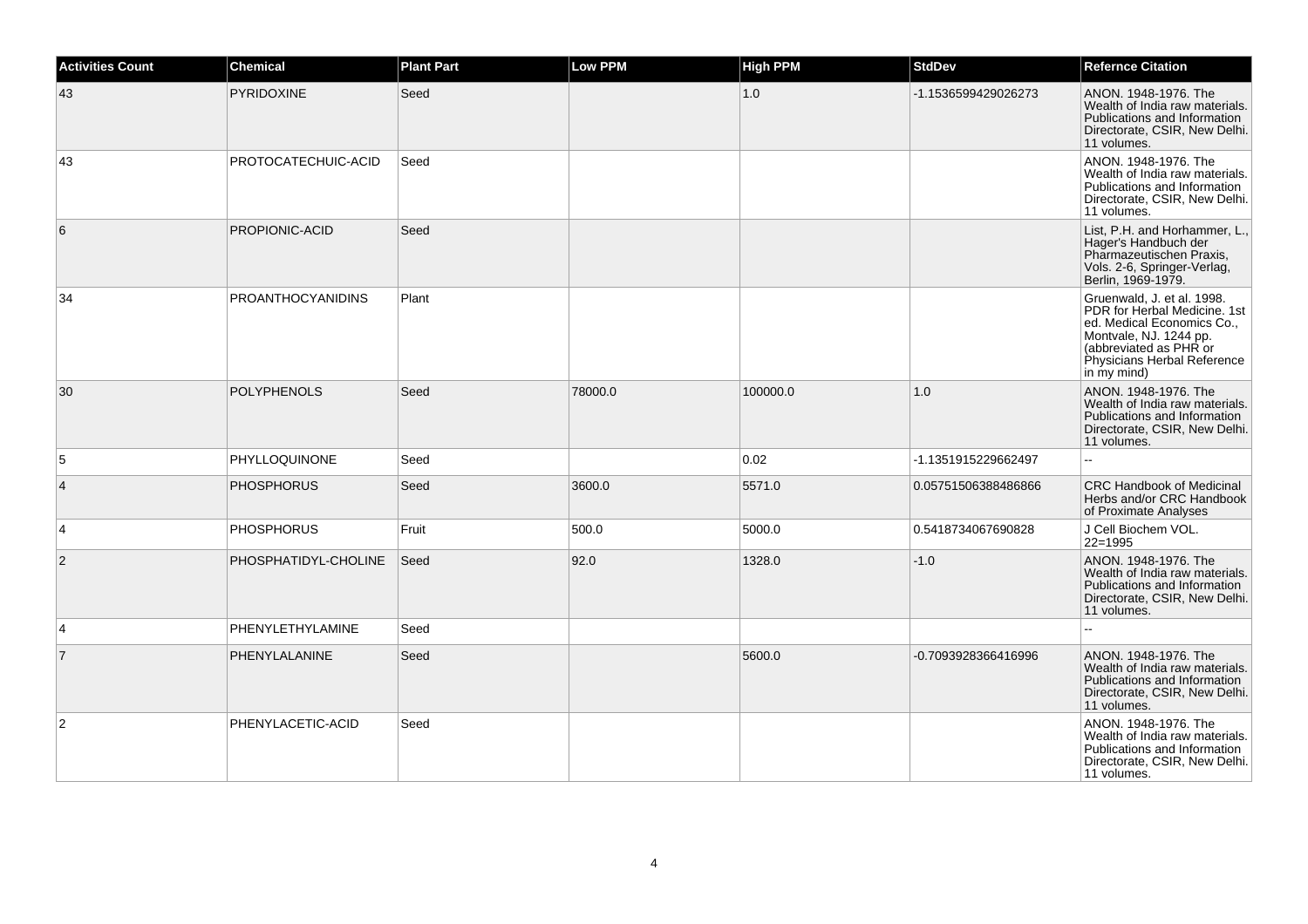| Activities Count | Chemical | Plant Part | Low PPM | High PPM | StdDev | Refernce Citation |
|---|---|---|---|---|---|---|
| 43 | PYRIDOXINE | Seed | | 1.0 | -1.1536599429026273 | ANON. 1948-1976. The Wealth of India raw materials. Publications and Information Directorate, CSIR, New Delhi. 11 volumes. |
| 43 | PROTOCATECHUIC-ACID | Seed | | | | ANON. 1948-1976. The Wealth of India raw materials. Publications and Information Directorate, CSIR, New Delhi. 11 volumes. |
| 6 | PROPIONIC-ACID | Seed | | | | List, P.H. and Horhammer, L., Hager's Handbuch der Pharmazeutischen Praxis, Vols. 2-6, Springer-Verlag, Berlin, 1969-1979. |
| 34 | PROANTHOCYANIDINS | Plant | | | | Gruenwald, J. et al. 1998. PDR for Herbal Medicine. 1st ed. Medical Economics Co., Montvale, NJ. 1244 pp. (abbreviated as PHR or Physicians Herbal Reference in my mind) |
| 30 | POLYPHENOLS | Seed | 78000.0 | 100000.0 | 1.0 | ANON. 1948-1976. The Wealth of India raw materials. Publications and Information Directorate, CSIR, New Delhi. 11 volumes. |
| 5 | PHYLLOQUINONE | Seed | | 0.02 | -1.1351915229662497 | -- |
| 4 | PHOSPHORUS | Seed | 3600.0 | 5571.0 | 0.05751506388486866 | CRC Handbook of Medicinal Herbs and/or CRC Handbook of Proximate Analyses |
| 4 | PHOSPHORUS | Fruit | 500.0 | 5000.0 | 0.5418734067690828 | J Cell Biochem VOL. 22=1995 |
| 2 | PHOSPHATIDYL-CHOLINE | Seed | 92.0 | 1328.0 | -1.0 | ANON. 1948-1976. The Wealth of India raw materials. Publications and Information Directorate, CSIR, New Delhi. 11 volumes. |
| 4 | PHENYLETHYLAMINE | Seed | | | | -- |
| 7 | PHENYLALANINE | Seed | | 5600.0 | -0.7093928366416996 | ANON. 1948-1976. The Wealth of India raw materials. Publications and Information Directorate, CSIR, New Delhi. 11 volumes. |
| 2 | PHENYLACETIC-ACID | Seed | | | | ANON. 1948-1976. The Wealth of India raw materials. Publications and Information Directorate, CSIR, New Delhi. 11 volumes. |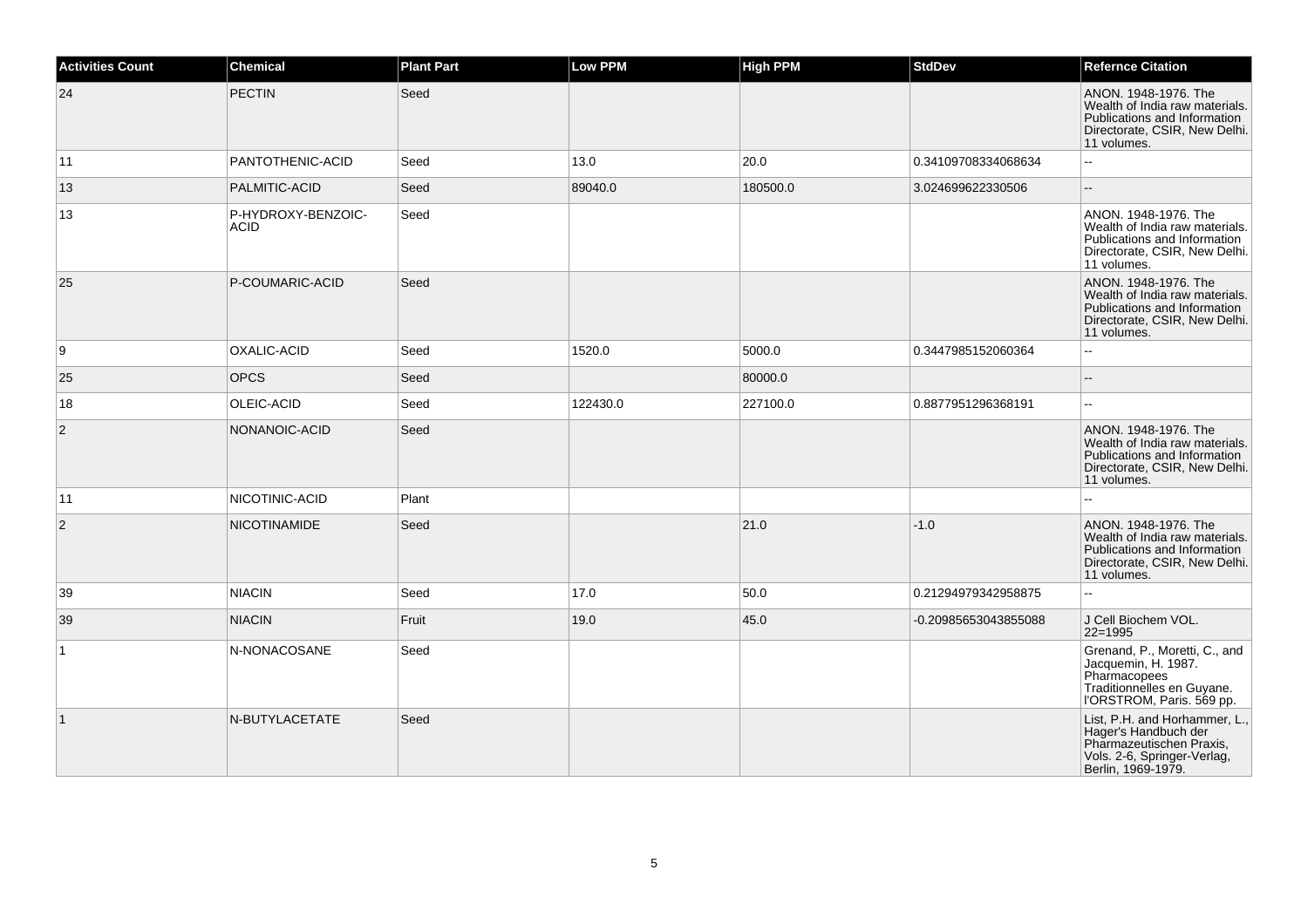| Activities Count | Chemical | Plant Part | Low PPM | High PPM | StdDev | Refernce Citation |
|---|---|---|---|---|---|---|
| 24 | PECTIN | Seed | | | | ANON. 1948-1976. The Wealth of India raw materials. Publications and Information Directorate, CSIR, New Delhi. 11 volumes. |
| 11 | PANTOTHENIC-ACID | Seed | 13.0 | 20.0 | 0.34109708334068634 | -- |
| 13 | PALMITIC-ACID | Seed | 89040.0 | 180500.0 | 3.024699622330506 | -- |
| 13 | P-HYDROXY-BENZOIC-ACID | Seed | | | | ANON. 1948-1976. The Wealth of India raw materials. Publications and Information Directorate, CSIR, New Delhi. 11 volumes. |
| 25 | P-COUMARIC-ACID | Seed | | | | ANON. 1948-1976. The Wealth of India raw materials. Publications and Information Directorate, CSIR, New Delhi. 11 volumes. |
| 9 | OXALIC-ACID | Seed | 1520.0 | 5000.0 | 0.3447985152060364 | -- |
| 25 | OPCS | Seed | | 80000.0 | | -- |
| 18 | OLEIC-ACID | Seed | 122430.0 | 227100.0 | 0.8877951296368191 | -- |
| 2 | NONANOIC-ACID | Seed | | | | ANON. 1948-1976. The Wealth of India raw materials. Publications and Information Directorate, CSIR, New Delhi. 11 volumes. |
| 11 | NICOTINIC-ACID | Plant | | | | -- |
| 2 | NICOTINAMIDE | Seed | | 21.0 | -1.0 | ANON. 1948-1976. The Wealth of India raw materials. Publications and Information Directorate, CSIR, New Delhi. 11 volumes. |
| 39 | NIACIN | Seed | 17.0 | 50.0 | 0.21294979342958875 | -- |
| 39 | NIACIN | Fruit | 19.0 | 45.0 | -0.20985653043855088 | J Cell Biochem VOL. 22=1995 |
| 1 | N-NONACOSANE | Seed | | | | Grenand, P., Moretti, C., and Jacquemin, H. 1987. Pharmacopees Traditionnelles en Guyane. l'ORSTROM, Paris. 569 pp. |
| 1 | N-BUTYLACETATE | Seed | | | | List, P.H. and Horhammer, L., Hager's Handbuch der Pharmazeutischen Praxis, Vols. 2-6, Springer-Verlag, Berlin, 1969-1979. |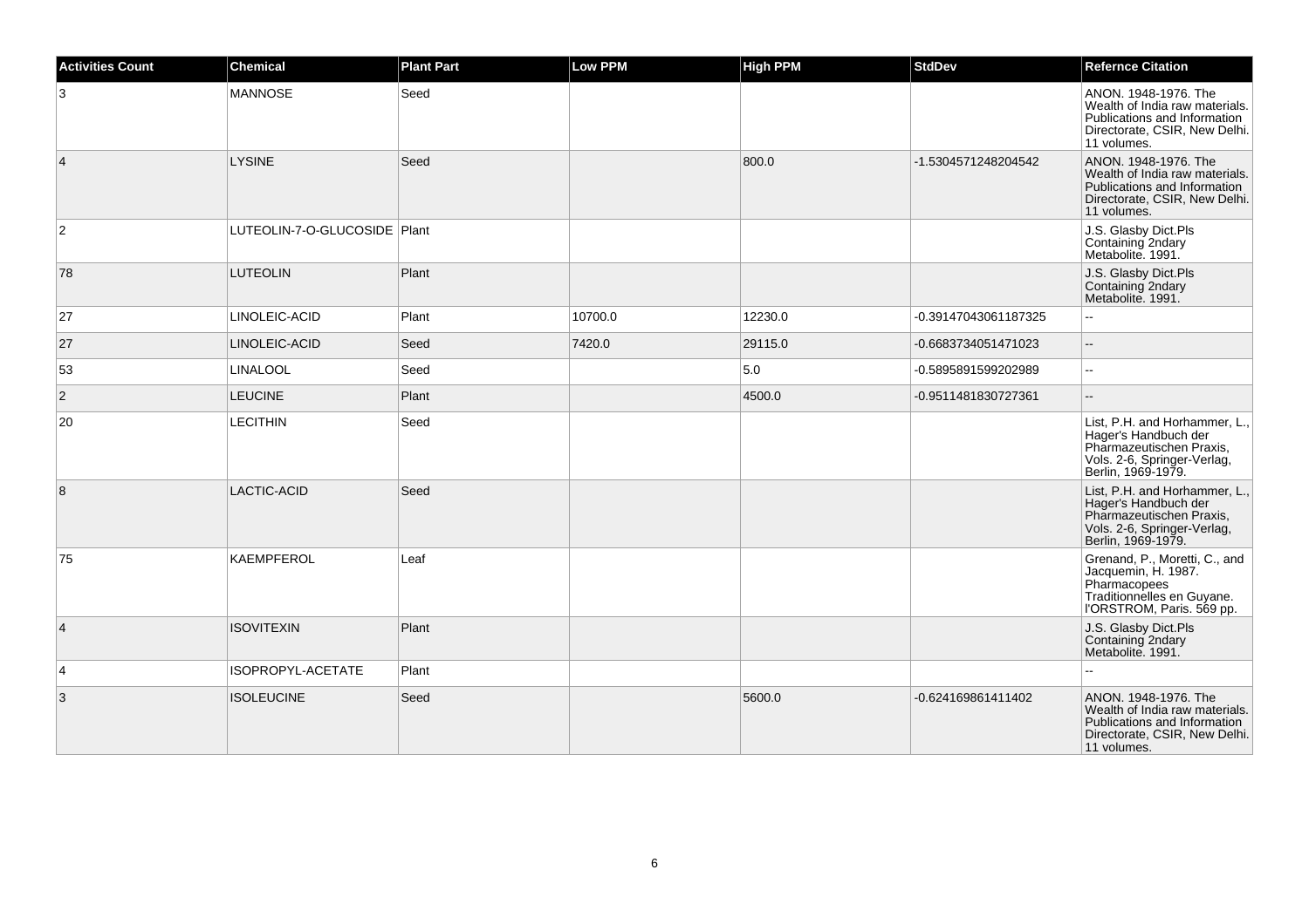| Activities Count | Chemical | Plant Part | Low PPM | High PPM | StdDev | Refernce Citation |
|---|---|---|---|---|---|---|
| 3 | MANNOSE | Seed | | | | ANON. 1948-1976. The Wealth of India raw materials. Publications and Information Directorate, CSIR, New Delhi. 11 volumes. |
| 4 | LYSINE | Seed | | 800.0 | -1.5304571248204542 | ANON. 1948-1976. The Wealth of India raw materials. Publications and Information Directorate, CSIR, New Delhi. 11 volumes. |
| 2 | LUTEOLIN-7-O-GLUCOSIDE | Plant | | | | J.S. Glasby Dict.Pls Containing 2ndary Metabolite. 1991. |
| 78 | LUTEOLIN | Plant | | | | J.S. Glasby Dict.Pls Containing 2ndary Metabolite. 1991. |
| 27 | LINOLEIC-ACID | Plant | 10700.0 | 12230.0 | -0.39147043061187325 | -- |
| 27 | LINOLEIC-ACID | Seed | 7420.0 | 29115.0 | -0.6683734051471023 | -- |
| 53 | LINALOOL | Seed | | 5.0 | -0.5895891599202989 | -- |
| 2 | LEUCINE | Plant | | 4500.0 | -0.9511481830727361 | -- |
| 20 | LECITHIN | Seed | | | | List, P.H. and Horhammer, L., Hager's Handbuch der Pharmazeutischen Praxis, Vols. 2-6, Springer-Verlag, Berlin, 1969-1979. |
| 8 | LACTIC-ACID | Seed | | | | List, P.H. and Horhammer, L., Hager's Handbuch der Pharmazeutischen Praxis, Vols. 2-6, Springer-Verlag, Berlin, 1969-1979. |
| 75 | KAEMPFEROL | Leaf | | | | Grenand, P., Moretti, C., and Jacquemin, H. 1987. Pharmacopees Traditionnelles en Guyane. l'ORSTROM, Paris. 569 pp. |
| 4 | ISOVITEXIN | Plant | | | | J.S. Glasby Dict.Pls Containing 2ndary Metabolite. 1991. |
| 4 | ISOPROPYL-ACETATE | Plant | | | | -- |
| 3 | ISOLEUCINE | Seed | | 5600.0 | -0.624169861411402 | ANON. 1948-1976. The Wealth of India raw materials. Publications and Information Directorate, CSIR, New Delhi. 11 volumes. |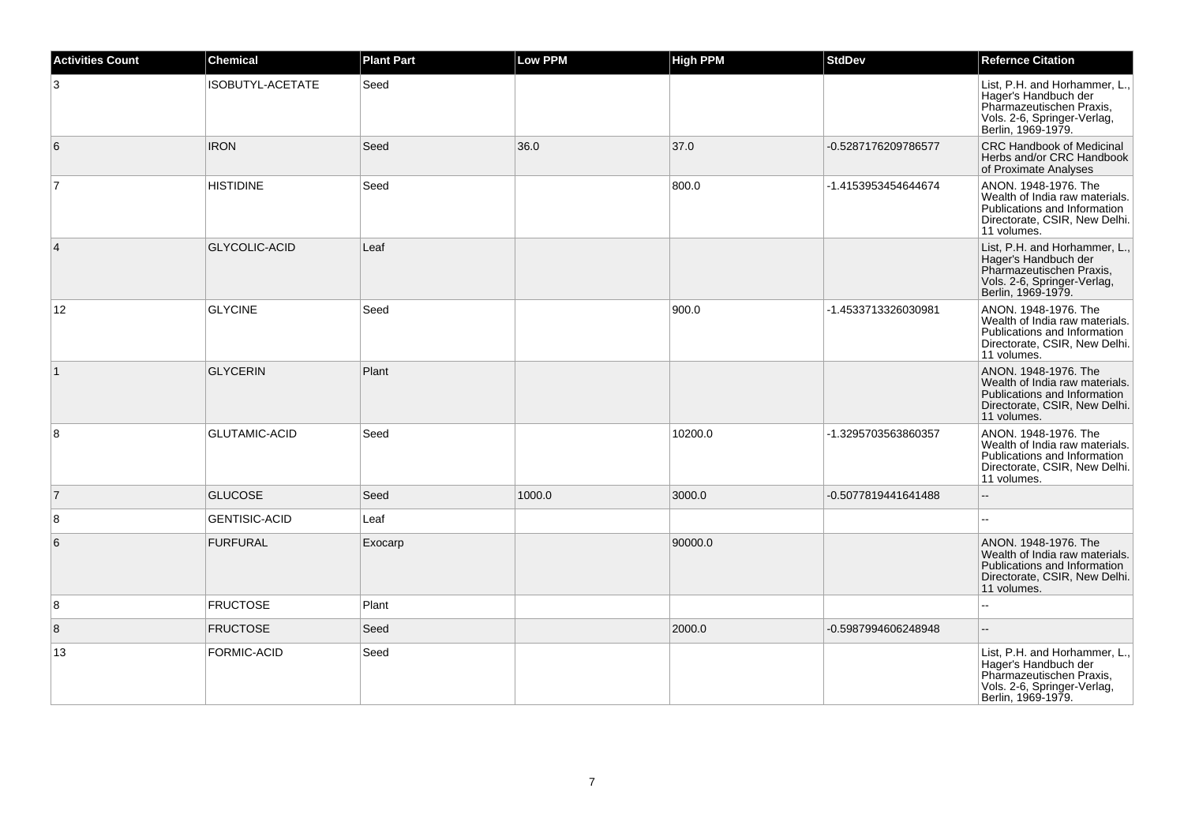| Activities Count | Chemical | Plant Part | Low PPM | High PPM | StdDev | Refernce Citation |
| --- | --- | --- | --- | --- | --- | --- |
| 3 | ISOBUTYL-ACETATE | Seed | | | | List, P.H. and Horhammer, L., Hager's Handbuch der Pharmazeutischen Praxis, Vols. 2-6, Springer-Verlag, Berlin, 1969-1979. |
| 6 | IRON | Seed | 36.0 | 37.0 | -0.5287176209786577 | CRC Handbook of Medicinal Herbs and/or CRC Handbook of Proximate Analyses |
| 7 | HISTIDINE | Seed | | 800.0 | -1.4153953454644674 | ANON. 1948-1976. The Wealth of India raw materials. Publications and Information Directorate, CSIR, New Delhi. 11 volumes. |
| 4 | GLYCOLIC-ACID | Leaf | | | | List, P.H. and Horhammer, L., Hager's Handbuch der Pharmazeutischen Praxis, Vols. 2-6, Springer-Verlag, Berlin, 1969-1979. |
| 12 | GLYCINE | Seed | | 900.0 | -1.4533713326030981 | ANON. 1948-1976. The Wealth of India raw materials. Publications and Information Directorate, CSIR, New Delhi. 11 volumes. |
| 1 | GLYCERIN | Plant | | | | ANON. 1948-1976. The Wealth of India raw materials. Publications and Information Directorate, CSIR, New Delhi. 11 volumes. |
| 8 | GLUTAMIC-ACID | Seed | | 10200.0 | -1.3295703563860357 | ANON. 1948-1976. The Wealth of India raw materials. Publications and Information Directorate, CSIR, New Delhi. 11 volumes. |
| 7 | GLUCOSE | Seed | 1000.0 | 3000.0 | -0.5077819441641488 | -- |
| 8 | GENTISIC-ACID | Leaf | | | | -- |
| 6 | FURFURAL | Exocarp | | 90000.0 | | ANON. 1948-1976. The Wealth of India raw materials. Publications and Information Directorate, CSIR, New Delhi. 11 volumes. |
| 8 | FRUCTOSE | Plant | | | | -- |
| 8 | FRUCTOSE | Seed | | 2000.0 | -0.5987994606248948 | -- |
| 13 | FORMIC-ACID | Seed | | | | List, P.H. and Horhammer, L., Hager's Handbuch der Pharmazeutischen Praxis, Vols. 2-6, Springer-Verlag, Berlin, 1969-1979. |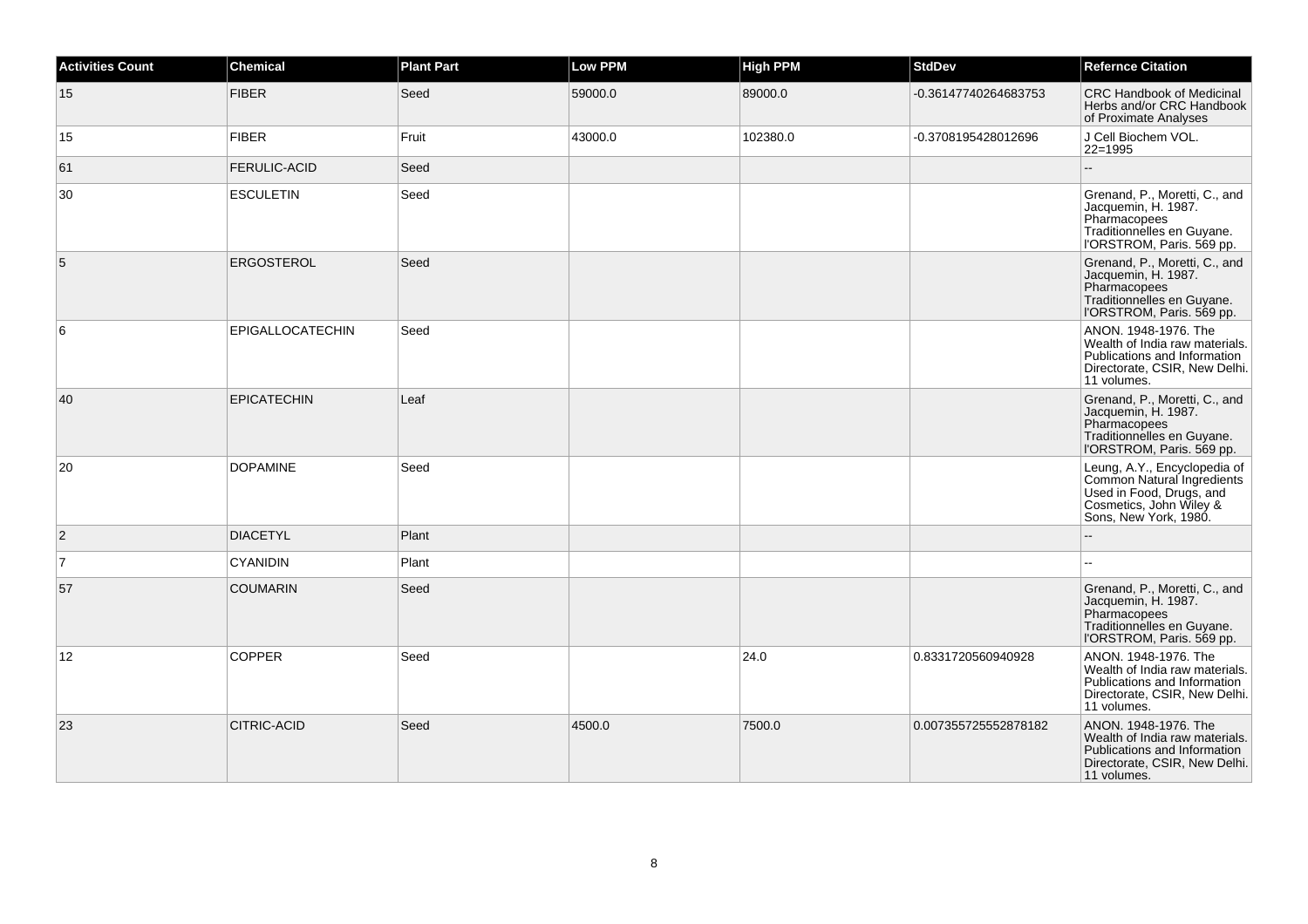| Activities Count | Chemical | Plant Part | Low PPM | High PPM | StdDev | Refernce Citation |
|---|---|---|---|---|---|---|
| 15 | FIBER | Seed | 59000.0 | 89000.0 | -0.36147740264683753 | CRC Handbook of Medicinal Herbs and/or CRC Handbook of Proximate Analyses |
| 15 | FIBER | Fruit | 43000.0 | 102380.0 | -0.3708195428012696 | J Cell Biochem VOL. 22=1995 |
| 61 | FERULIC-ACID | Seed | | | | -- |
| 30 | ESCULETIN | Seed | | | | Grenand, P., Moretti, C., and Jacquemin, H. 1987. Pharmacopees Traditionnelles en Guyane. l'ORSTROM, Paris. 569 pp. |
| 5 | ERGOSTEROL | Seed | | | | Grenand, P., Moretti, C., and Jacquemin, H. 1987. Pharmacopees Traditionnelles en Guyane. l'ORSTROM, Paris. 569 pp. |
| 6 | EPIGALLOCATECHIN | Seed | | | | ANON. 1948-1976. The Wealth of India raw materials. Publications and Information Directorate, CSIR, New Delhi. 11 volumes. |
| 40 | EPICATECHIN | Leaf | | | | Grenand, P., Moretti, C., and Jacquemin, H. 1987. Pharmacopees Traditionnelles en Guyane. l'ORSTROM, Paris. 569 pp. |
| 20 | DOPAMINE | Seed | | | | Leung, A.Y., Encyclopedia of Common Natural Ingredients Used in Food, Drugs, and Cosmetics, John Wiley & Sons, New York, 1980. |
| 2 | DIACETYL | Plant | | | | -- |
| 7 | CYANIDIN | Plant | | | | -- |
| 57 | COUMARIN | Seed | | | | Grenand, P., Moretti, C., and Jacquemin, H. 1987. Pharmacopees Traditionnelles en Guyane. l'ORSTROM, Paris. 569 pp. |
| 12 | COPPER | Seed | | 24.0 | 0.8331720560940928 | ANON. 1948-1976. The Wealth of India raw materials. Publications and Information Directorate, CSIR, New Delhi. 11 volumes. |
| 23 | CITRIC-ACID | Seed | 4500.0 | 7500.0 | 0.007355725552878182 | ANON. 1948-1976. The Wealth of India raw materials. Publications and Information Directorate, CSIR, New Delhi. 11 volumes. |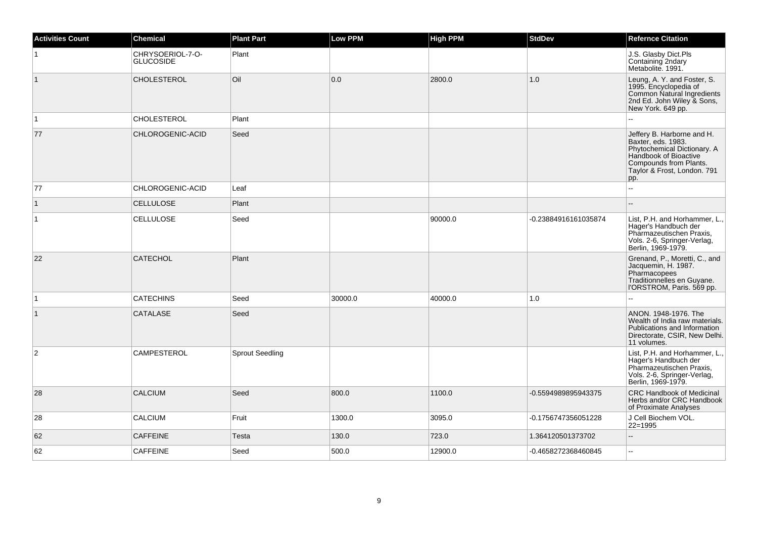| Activities Count | Chemical | Plant Part | Low PPM | High PPM | StdDev | Refernce Citation |
|---|---|---|---|---|---|---|
| 1 | CHRYSOERIOL-7-O-GLUCOSIDE | Plant | | | | J.S. Glasby Dict.Pls Containing 2ndary Metabolite. 1991. |
| 1 | CHOLESTEROL | Oil | 0.0 | 2800.0 | 1.0 | Leung, A. Y. and Foster, S. 1995. Encyclopedia of Common Natural Ingredients 2nd Ed. John Wiley & Sons, New York. 649 pp. |
| 1 | CHOLESTEROL | Plant | | | | -- |
| 77 | CHLOROGENIC-ACID | Seed | | | | Jeffery B. Harborne and H. Baxter, eds. 1983. Phytochemical Dictionary. A Handbook of Bioactive Compounds from Plants. Taylor & Frost, London. 791 pp. |
| 77 | CHLOROGENIC-ACID | Leaf | | | | -- |
| 1 | CELLULOSE | Plant | | | | -- |
| 1 | CELLULOSE | Seed | | 90000.0 | -0.23884916161035874 | List, P.H. and Horhammer, L., Hager's Handbuch der Pharmazeutischen Praxis, Vols. 2-6, Springer-Verlag, Berlin, 1969-1979. |
| 22 | CATECHOL | Plant | | | | Grenand, P., Moretti, C., and Jacquemin, H. 1987. Pharmacopees Traditionnelles en Guyane. l'ORSTROM, Paris. 569 pp. |
| 1 | CATECHINS | Seed | 30000.0 | 40000.0 | 1.0 | -- |
| 1 | CATALASE | Seed | | | | ANON. 1948-1976. The Wealth of India raw materials. Publications and Information Directorate, CSIR, New Delhi. 11 volumes. |
| 2 | CAMPESTEROL | Sprout Seedling | | | | List, P.H. and Horhammer, L., Hager's Handbuch der Pharmazeutischen Praxis, Vols. 2-6, Springer-Verlag, Berlin, 1969-1979. |
| 28 | CALCIUM | Seed | 800.0 | 1100.0 | -0.5594989895943375 | CRC Handbook of Medicinal Herbs and/or CRC Handbook of Proximate Analyses |
| 28 | CALCIUM | Fruit | 1300.0 | 3095.0 | -0.1756747356051228 | J Cell Biochem VOL. 22=1995 |
| 62 | CAFFEINE | Testa | 130.0 | 723.0 | 1.364120501373702 | -- |
| 62 | CAFFEINE | Seed | 500.0 | 12900.0 | -0.4658272368460845 | -- |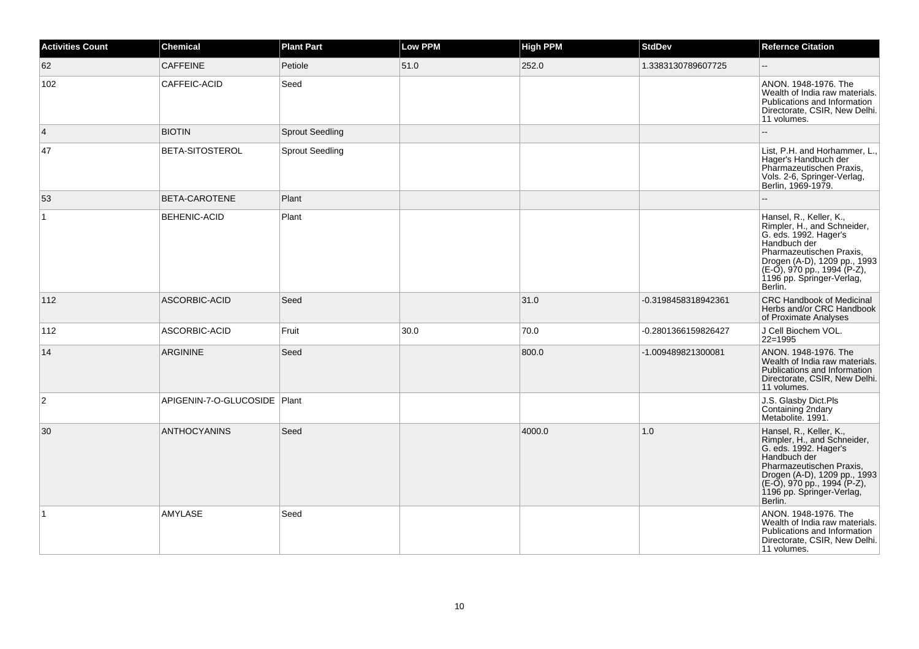| Activities Count | Chemical | Plant Part | Low PPM | High PPM | StdDev | Refernce Citation |
|---|---|---|---|---|---|---|
| 62 | CAFFEINE | Petiole | 51.0 | 252.0 | 1.3383130789607725 | -- |
| 102 | CAFFEIC-ACID | Seed | | | | ANON. 1948-1976. The Wealth of India raw materials. Publications and Information Directorate, CSIR, New Delhi. 11 volumes. |
| 4 | BIOTIN | Sprout Seedling | | | | -- |
| 47 | BETA-SITOSTEROL | Sprout Seedling | | | | List, P.H. and Horhammer, L., Hager's Handbuch der Pharmazeutischen Praxis, Vols. 2-6, Springer-Verlag, Berlin, 1969-1979. |
| 53 | BETA-CAROTENE | Plant | | | | -- |
| 1 | BEHENIC-ACID | Plant | | | | Hansel, R., Keller, K., Rimpler, H., and Schneider, G. eds. 1992. Hager's Handbuch der Pharmazeutischen Praxis, Drogen (A-D), 1209 pp., 1993 (E-O), 970 pp., 1994 (P-Z), 1196 pp. Springer-Verlag, Berlin. |
| 112 | ASCORBIC-ACID | Seed | | 31.0 | -0.3198458318942361 | CRC Handbook of Medicinal Herbs and/or CRC Handbook of Proximate Analyses |
| 112 | ASCORBIC-ACID | Fruit | 30.0 | 70.0 | -0.2801366159826427 | J Cell Biochem VOL. 22=1995 |
| 14 | ARGININE | Seed | | 800.0 | -1.009489821300081 | ANON. 1948-1976. The Wealth of India raw materials. Publications and Information Directorate, CSIR, New Delhi. 11 volumes. |
| 2 | APIGENIN-7-O-GLUCOSIDE | Plant | | | | J.S. Glasby Dict.Pls Containing 2ndary Metabolite. 1991. |
| 30 | ANTHOCYANINS | Seed | | 4000.0 | 1.0 | Hansel, R., Keller, K., Rimpler, H., and Schneider, G. eds. 1992. Hager's Handbuch der Pharmazeutischen Praxis, Drogen (A-D), 1209 pp., 1993 (E-O), 970 pp., 1994 (P-Z), 1196 pp. Springer-Verlag, Berlin. |
| 1 | AMYLASE | Seed | | | | ANON. 1948-1976. The Wealth of India raw materials. Publications and Information Directorate, CSIR, New Delhi. 11 volumes. |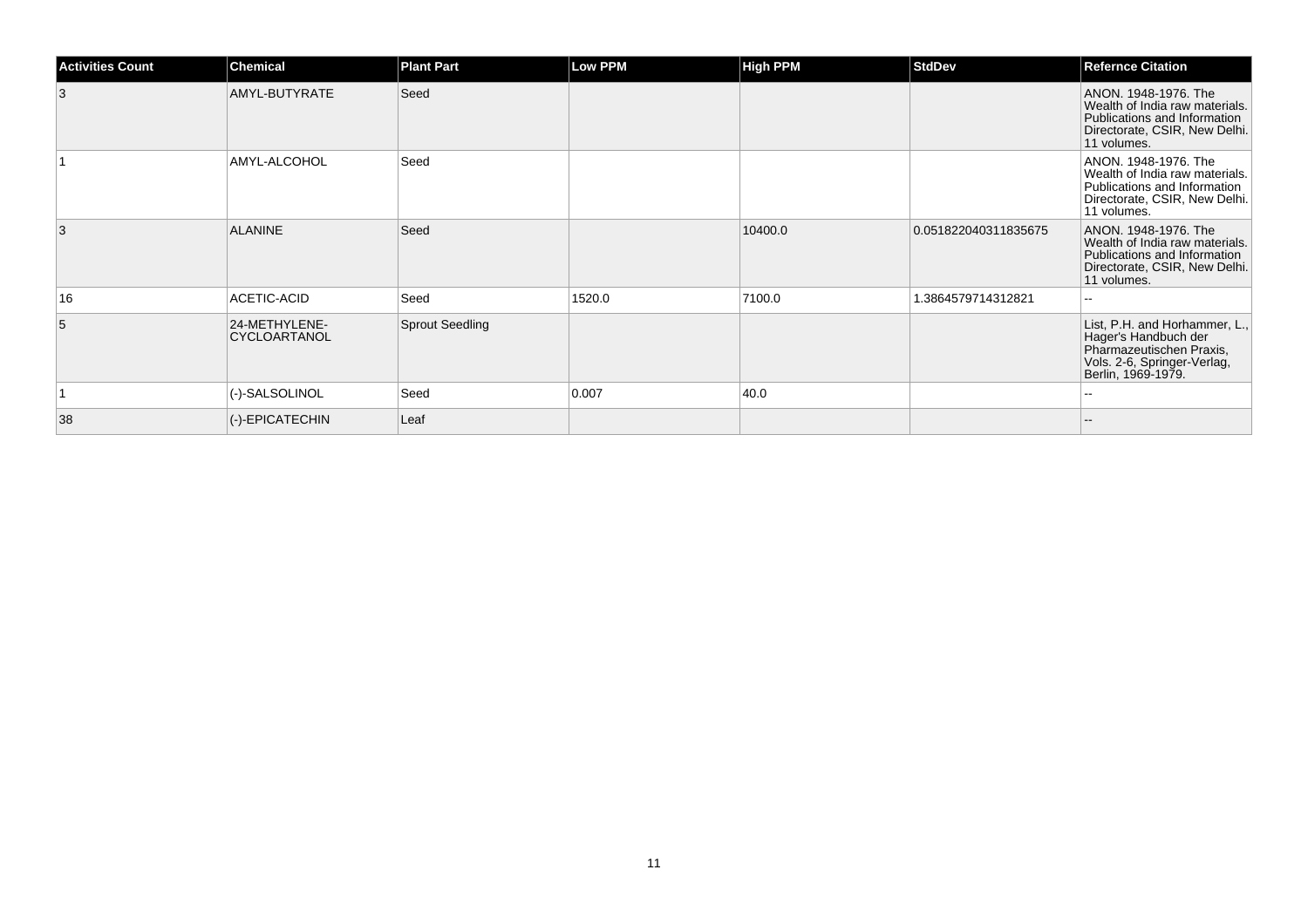| Activities Count | Chemical | Plant Part | Low PPM | High PPM | StdDev | Refernce Citation |
|---|---|---|---|---|---|---|
| 3 | AMYL-BUTYRATE | Seed | | | | ANON. 1948-1976. The Wealth of India raw materials. Publications and Information Directorate, CSIR, New Delhi. 11 volumes. |
| 1 | AMYL-ALCOHOL | Seed | | | | ANON. 1948-1976. The Wealth of India raw materials. Publications and Information Directorate, CSIR, New Delhi. 11 volumes. |
| 3 | ALANINE | Seed | | 10400.0 | 0.051822040311835675 | ANON. 1948-1976. The Wealth of India raw materials. Publications and Information Directorate, CSIR, New Delhi. 11 volumes. |
| 16 | ACETIC-ACID | Seed | 1520.0 | 7100.0 | 1.3864579714312821 | -- |
| 5 | 24-METHYLENE-CYCLOARTANOL | Sprout Seedling | | | | List, P.H. and Horhammer, L., Hager's Handbuch der Pharmazeutischen Praxis, Vols. 2-6, Springer-Verlag, Berlin, 1969-1979. |
| 1 | (-)-SALSOLINOL | Seed | 0.007 | 40.0 | | -- |
| 38 | (-)-EPICATECHIN | Leaf | | | | -- |